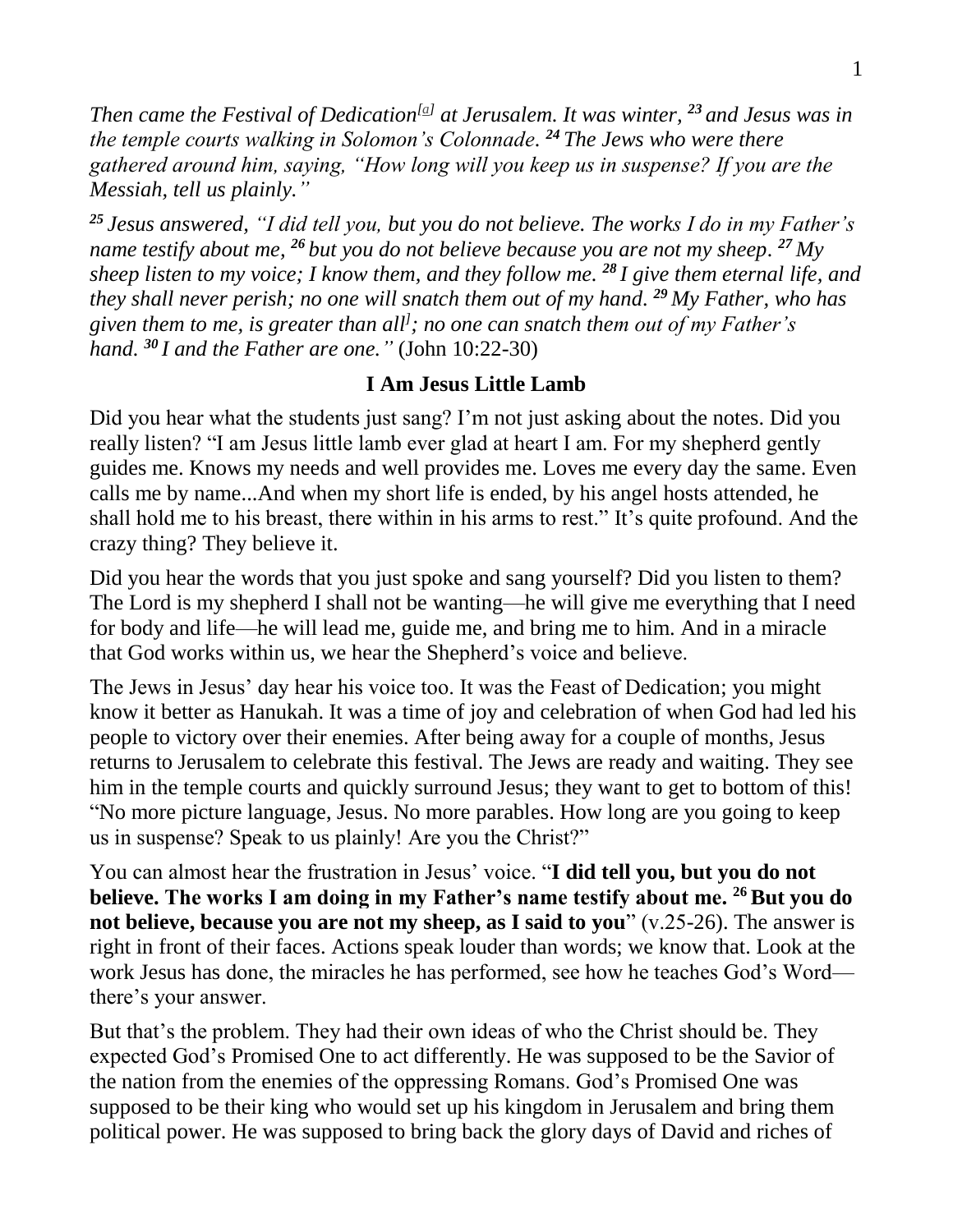*Then came the Festival of Dedication[a] at Jerusalem. It was winter, 23 and Jesus was in the temple courts walking in Solomon's Colonnade. 24 The Jews who were there gathered around him, saying, "How long will you keep us in suspense? If you are the Messiah, tell us plainly."*

*25 Jesus answered, "I did tell you, but you do not believe. The works I do in my Father's name testify about me, 26 but you do not believe because you are not my sheep. 27 My sheep listen to my voice; I know them, and they follow me. 28 I give them eternal life, and they shall never perish; no one will snatch them out of my hand. 29 My Father, who has given them to me, is greater than all[] ; no one can snatch them out of my Father's hand. 30 I and the Father are one."* (John 10:22-30)

**I Am Jesus Little Lamb**

Did you hear what the students just sang? I'm not just asking about the notes. Did you really listen? "I am Jesus little lamb ever glad at heart I am. For my shepherd gently guides me. Knows my needs and well provides me. Loves me every day the same. Even calls me by name...And when my short life is ended, by his angel hosts attended, he shall hold me to his breast, there within in his arms to rest." It's quite profound. And the crazy thing? They believe it.

Did you hear the words that you just spoke and sang yourself? Did you listen to them? The Lord is my shepherd I shall not be wanting—he will give me everything that I need for body and life—he will lead me, guide me, and bring me to him. And in a miracle that God works within us, we hear the Shepherd's voice and believe.

The Jews in Jesus' day hear his voice too. It was the Feast of Dedication; you might know it better as Hanukah. It was a time of joy and celebration of when God had led his people to victory over their enemies. After being away for a couple of months, Jesus returns to Jerusalem to celebrate this festival. The Jews are ready and waiting. They see him in the temple courts and quickly surround Jesus; they want to get to bottom of this! "No more picture language, Jesus. No more parables. How long are you going to keep us in suspense? Speak to us plainly! Are you the Christ?"

You can almost hear the frustration in Jesus' voice. "**I did tell you, but you do not believe. The works I am doing in my Father's name testify about me. 26 But you do not believe, because you are not my sheep, as I said to you**" (v.25-26). The answer is right in front of their faces. Actions speak louder than words; we know that. Look at the work Jesus has done, the miracles he has performed, see how he teaches God's Word—there's your answer.

But that's the problem. They had their own ideas of who the Christ should be. They expected God's Promised One to act differently. He was supposed to be the Savior of the nation from the enemies of the oppressing Romans. God's Promised One was supposed to be their king who would set up his kingdom in Jerusalem and bring them political power. He was supposed to bring back the glory days of David and riches of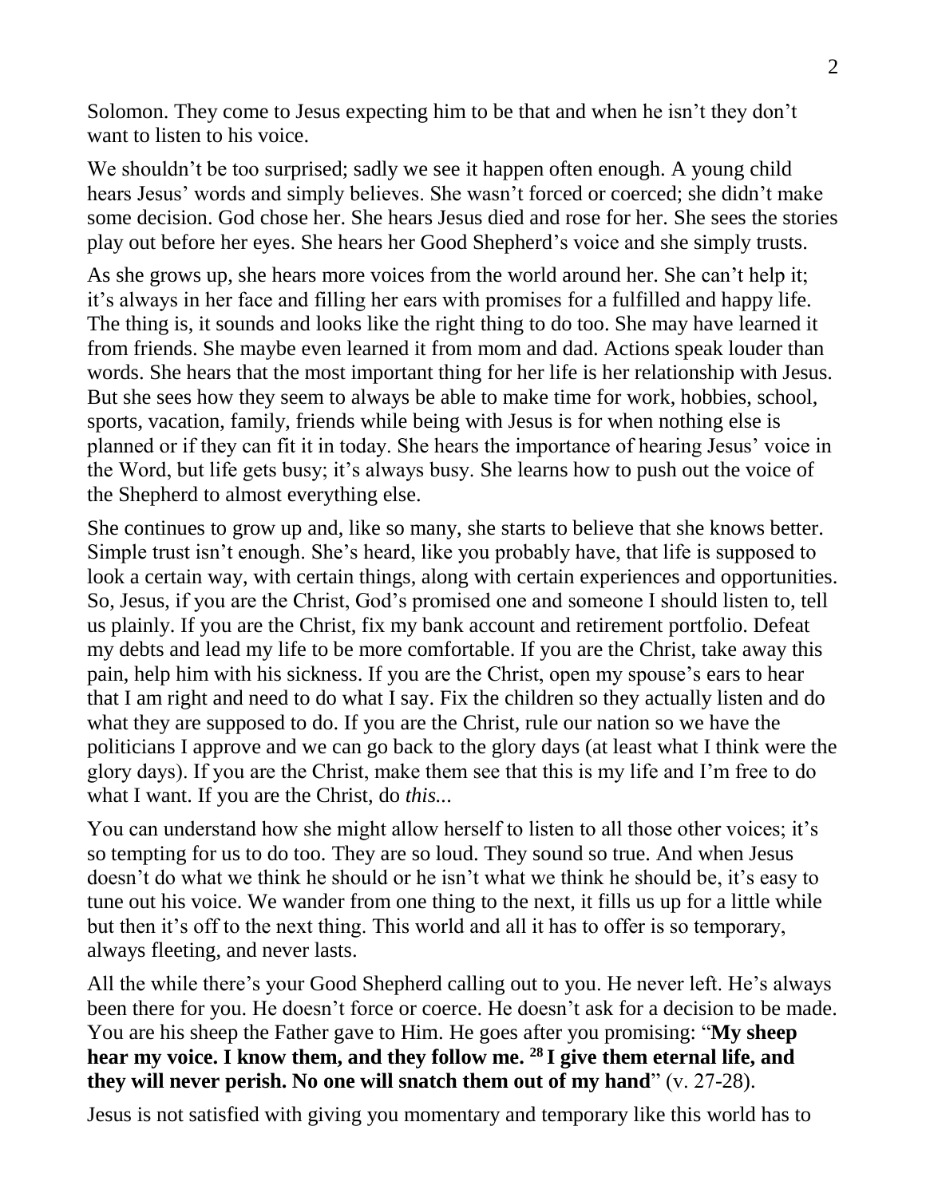Solomon. They come to Jesus expecting him to be that and when he isn't they don't want to listen to his voice.

We shouldn't be too surprised; sadly we see it happen often enough. A young child hears Jesus' words and simply believes. She wasn't forced or coerced; she didn't make some decision. God chose her. She hears Jesus died and rose for her. She sees the stories play out before her eyes. She hears her Good Shepherd's voice and she simply trusts.

As she grows up, she hears more voices from the world around her. She can't help it; it's always in her face and filling her ears with promises for a fulfilled and happy life. The thing is, it sounds and looks like the right thing to do too. She may have learned it from friends. She maybe even learned it from mom and dad. Actions speak louder than words. She hears that the most important thing for her life is her relationship with Jesus. But she sees how they seem to always be able to make time for work, hobbies, school, sports, vacation, family, friends while being with Jesus is for when nothing else is planned or if they can fit it in today. She hears the importance of hearing Jesus' voice in the Word, but life gets busy; it's always busy. She learns how to push out the voice of the Shepherd to almost everything else.

She continues to grow up and, like so many, she starts to believe that she knows better. Simple trust isn't enough. She's heard, like you probably have, that life is supposed to look a certain way, with certain things, along with certain experiences and opportunities. So, Jesus, if you are the Christ, God's promised one and someone I should listen to, tell us plainly. If you are the Christ, fix my bank account and retirement portfolio. Defeat my debts and lead my life to be more comfortable. If you are the Christ, take away this pain, help him with his sickness. If you are the Christ, open my spouse's ears to hear that I am right and need to do what I say. Fix the children so they actually listen and do what they are supposed to do. If you are the Christ, rule our nation so we have the politicians I approve and we can go back to the glory days (at least what I think were the glory days). If you are the Christ, make them see that this is my life and I'm free to do what I want. If you are the Christ, do *this...*

You can understand how she might allow herself to listen to all those other voices; it's so tempting for us to do too. They are so loud. They sound so true. And when Jesus doesn't do what we think he should or he isn't what we think he should be, it's easy to tune out his voice. We wander from one thing to the next, it fills us up for a little while but then it's off to the next thing. This world and all it has to offer is so temporary, always fleeting, and never lasts.

All the while there's your Good Shepherd calling out to you. He never left. He's always been there for you. He doesn't force or coerce. He doesn't ask for a decision to be made. You are his sheep the Father gave to Him. He goes after you promising: "**My sheep hear my voice. I know them, and they follow me. 28 I give them eternal life, and they will never perish. No one will snatch them out of my hand**" (v. 27-28).

Jesus is not satisfied with giving you momentary and temporary like this world has to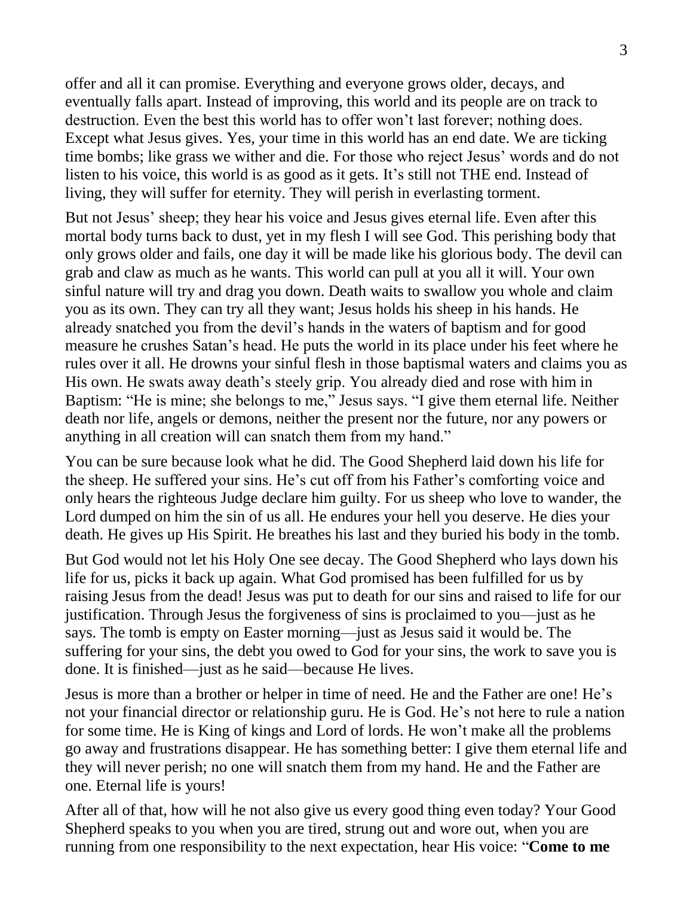offer and all it can promise. Everything and everyone grows older, decays, and eventually falls apart. Instead of improving, this world and its people are on track to destruction. Even the best this world has to offer won't last forever; nothing does. Except what Jesus gives. Yes, your time in this world has an end date. We are ticking time bombs; like grass we wither and die. For those who reject Jesus' words and do not listen to his voice, this world is as good as it gets. It's still not THE end. Instead of living, they will suffer for eternity. They will perish in everlasting torment.

But not Jesus' sheep; they hear his voice and Jesus gives eternal life. Even after this mortal body turns back to dust, yet in my flesh I will see God. This perishing body that only grows older and fails, one day it will be made like his glorious body. The devil can grab and claw as much as he wants. This world can pull at you all it will. Your own sinful nature will try and drag you down. Death waits to swallow you whole and claim you as its own. They can try all they want; Jesus holds his sheep in his hands. He already snatched you from the devil's hands in the waters of baptism and for good measure he crushes Satan's head. He puts the world in its place under his feet where he rules over it all. He drowns your sinful flesh in those baptismal waters and claims you as His own. He swats away death's steely grip. You already died and rose with him in Baptism: "He is mine; she belongs to me," Jesus says. "I give them eternal life. Neither death nor life, angels or demons, neither the present nor the future, nor any powers or anything in all creation will can snatch them from my hand."

You can be sure because look what he did. The Good Shepherd laid down his life for the sheep. He suffered your sins. He's cut off from his Father's comforting voice and only hears the righteous Judge declare him guilty. For us sheep who love to wander, the Lord dumped on him the sin of us all. He endures your hell you deserve. He dies your death. He gives up His Spirit. He breathes his last and they buried his body in the tomb.

But God would not let his Holy One see decay. The Good Shepherd who lays down his life for us, picks it back up again. What God promised has been fulfilled for us by raising Jesus from the dead! Jesus was put to death for our sins and raised to life for our justification. Through Jesus the forgiveness of sins is proclaimed to you—just as he says. The tomb is empty on Easter morning—just as Jesus said it would be. The suffering for your sins, the debt you owed to God for your sins, the work to save you is done. It is finished—just as he said—because He lives.

Jesus is more than a brother or helper in time of need. He and the Father are one! He's not your financial director or relationship guru. He is God. He's not here to rule a nation for some time. He is King of kings and Lord of lords. He won't make all the problems go away and frustrations disappear. He has something better: I give them eternal life and they will never perish; no one will snatch them from my hand. He and the Father are one. Eternal life is yours!

After all of that, how will he not also give us every good thing even today? Your Good Shepherd speaks to you when you are tired, strung out and wore out, when you are running from one responsibility to the next expectation, hear His voice: "**Come to me**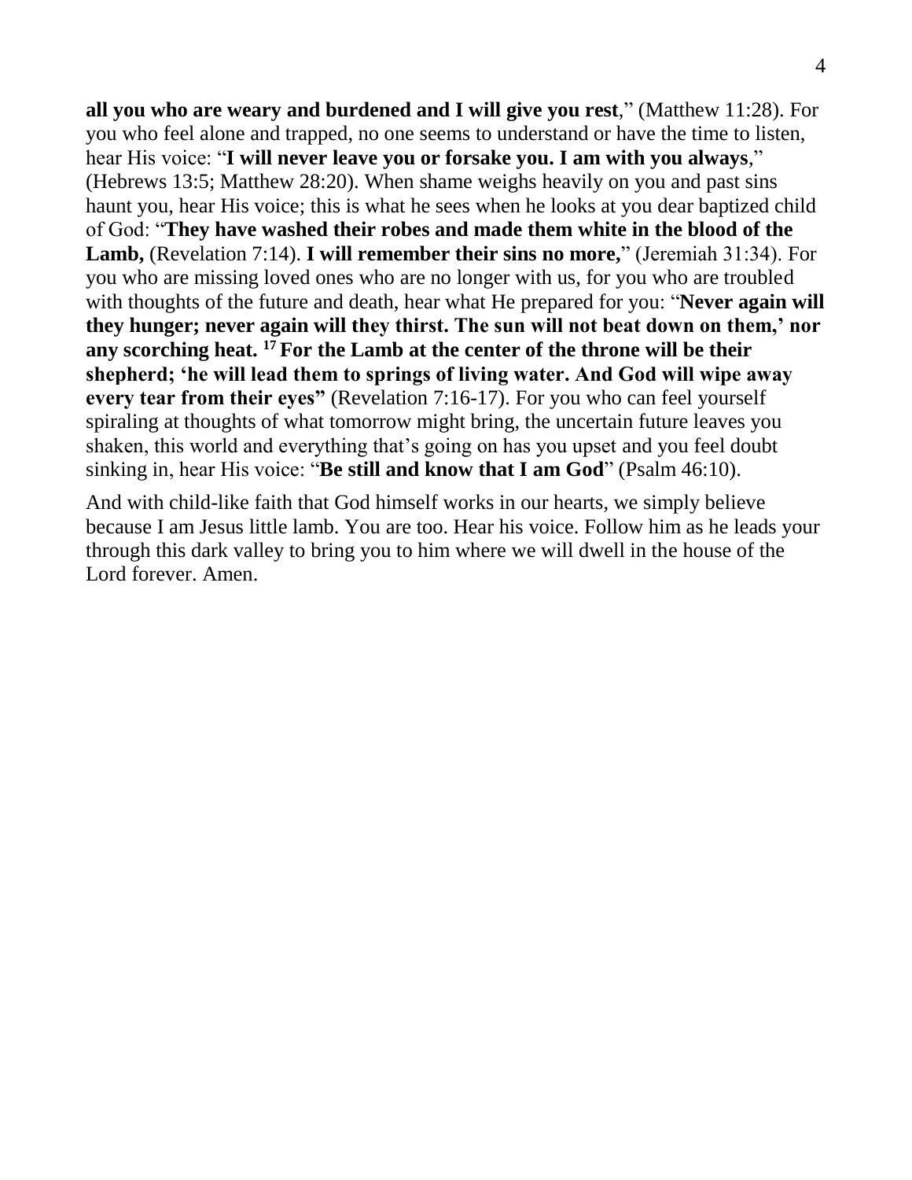**all you who are weary and burdened and I will give you rest**," (Matthew 11:28). For you who feel alone and trapped, no one seems to understand or have the time to listen, hear His voice: "**I will never leave you or forsake you. I am with you always**," (Hebrews 13:5; Matthew 28:20). When shame weighs heavily on you and past sins haunt you, hear His voice; this is what he sees when he looks at you dear baptized child of God: "**They have washed their robes and made them white in the blood of the Lamb,** (Revelation 7:14). **I will remember their sins no more,**" (Jeremiah 31:34). For you who are missing loved ones who are no longer with us, for you who are troubled with thoughts of the future and death, hear what He prepared for you: "**Never again will they hunger; never again will they thirst. The sun will not beat down on them,' nor any scorching heat. [17] For the Lamb at the center of the throne will be their shepherd; 'he will lead them to springs of living water. And God will wipe away every tear from their eyes"** (Revelation 7:16-17). For you who can feel yourself spiraling at thoughts of what tomorrow might bring, the uncertain future leaves you shaken, this world and everything that's going on has you upset and you feel doubt sinking in, hear His voice: "**Be still and know that I am God**" (Psalm 46:10).

And with child-like faith that God himself works in our hearts, we simply believe because I am Jesus little lamb. You are too. Hear his voice. Follow him as he leads your through this dark valley to bring you to him where we will dwell in the house of the Lord forever. Amen.